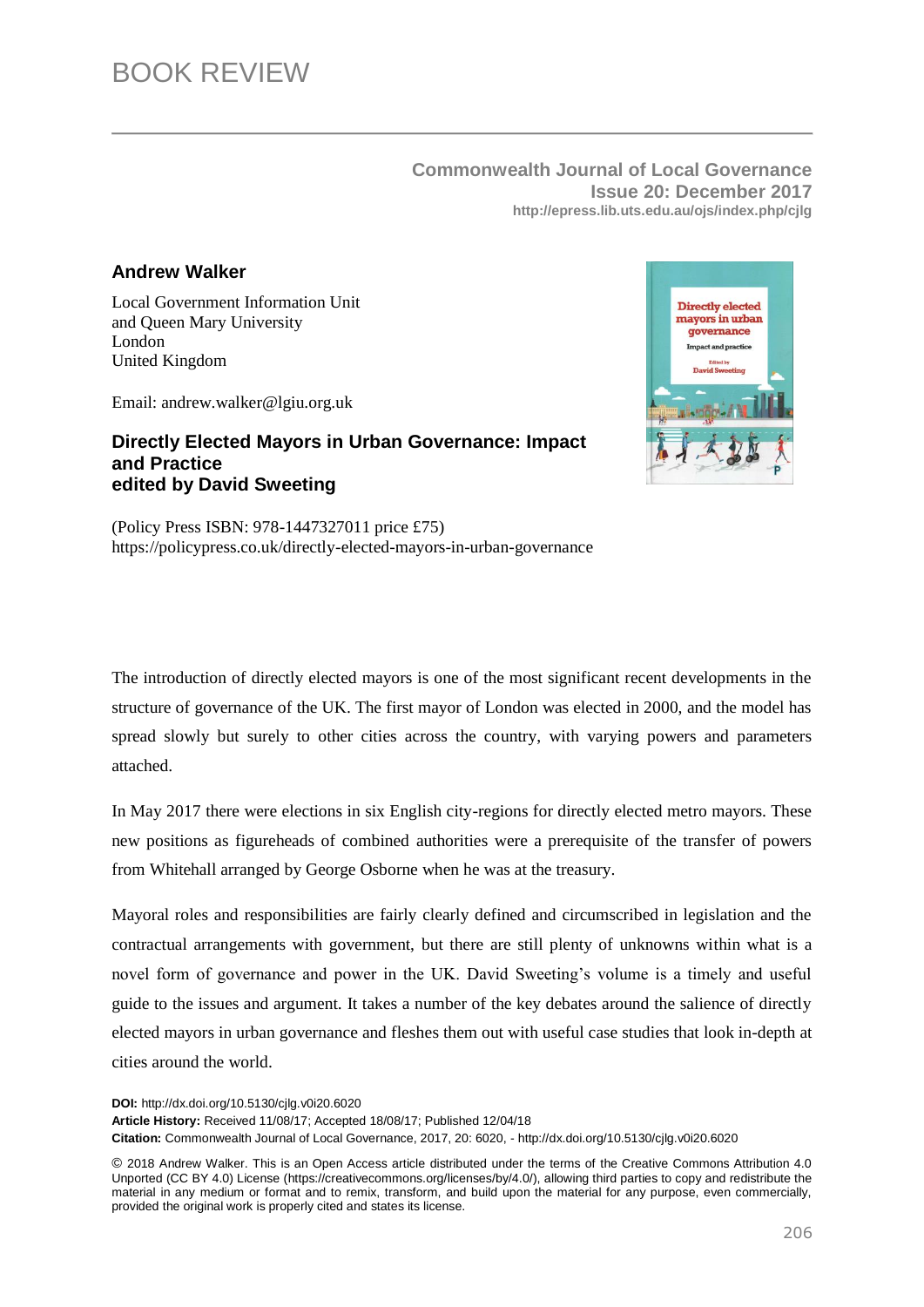# BOOK REVIEW

**Commonwealth Journal of Local Governance**
**Issue 20: December 2017**
**http://epress.lib.uts.edu.au/ojs/index.php/cjlg**

**Andrew Walker**

Local Government Information Unit
and Queen Mary University
London
United Kingdom

Email: andrew.walker@lgiu.org.uk

## Directly Elected Mayors in Urban Governance: Impact and Practice edited by David Sweeting

(Policy Press ISBN: 978-1447327011 price £75)
https://policypress.co.uk/directly-elected-mayors-in-urban-governance

The introduction of directly elected mayors is one of the most significant recent developments in the structure of governance of the UK. The first mayor of London was elected in 2000, and the model has spread slowly but surely to other cities across the country, with varying powers and parameters attached.

In May 2017 there were elections in six English city-regions for directly elected metro mayors. These new positions as figureheads of combined authorities were a prerequisite of the transfer of powers from Whitehall arranged by George Osborne when he was at the treasury.

Mayoral roles and responsibilities are fairly clearly defined and circumscribed in legislation and the contractual arrangements with government, but there are still plenty of unknowns within what is a novel form of governance and power in the UK. David Sweeting's volume is a timely and useful guide to the issues and argument. It takes a number of the key debates around the salience of directly elected mayors in urban governance and fleshes them out with useful case studies that look in-depth at cities around the world.

**DOI:** http://dx.doi.org/10.5130/cjlg.v0i20.6020
**Article History:** Received 11/08/17; Accepted 18/08/17; Published 12/04/18
**Citation:** Commonwealth Journal of Local Governance, 2017, 20: 6020, - http://dx.doi.org/10.5130/cjlg.v0i20.6020

© 2018 Andrew Walker. This is an Open Access article distributed under the terms of the Creative Commons Attribution 4.0 Unported (CC BY 4.0) License (https://creativecommons.org/licenses/by/4.0/), allowing third parties to copy and redistribute the material in any medium or format and to remix, transform, and build upon the material for any purpose, even commercially, provided the original work is properly cited and states its license.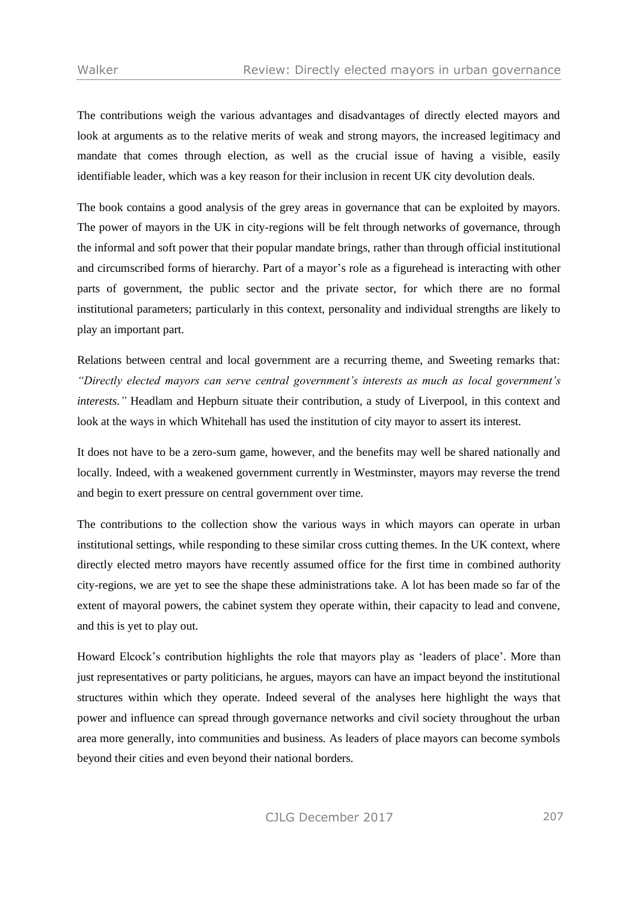The contributions weigh the various advantages and disadvantages of directly elected mayors and look at arguments as to the relative merits of weak and strong mayors, the increased legitimacy and mandate that comes through election, as well as the crucial issue of having a visible, easily identifiable leader, which was a key reason for their inclusion in recent UK city devolution deals.

The book contains a good analysis of the grey areas in governance that can be exploited by mayors. The power of mayors in the UK in city-regions will be felt through networks of governance, through the informal and soft power that their popular mandate brings, rather than through official institutional and circumscribed forms of hierarchy. Part of a mayor's role as a figurehead is interacting with other parts of government, the public sector and the private sector, for which there are no formal institutional parameters; particularly in this context, personality and individual strengths are likely to play an important part.

Relations between central and local government are a recurring theme, and Sweeting remarks that: *"Directly elected mayors can serve central government's interests as much as local government's interests."* Headlam and Hepburn situate their contribution, a study of Liverpool, in this context and look at the ways in which Whitehall has used the institution of city mayor to assert its interest.

It does not have to be a zero-sum game, however, and the benefits may well be shared nationally and locally. Indeed, with a weakened government currently in Westminster, mayors may reverse the trend and begin to exert pressure on central government over time.

The contributions to the collection show the various ways in which mayors can operate in urban institutional settings, while responding to these similar cross cutting themes. In the UK context, where directly elected metro mayors have recently assumed office for the first time in combined authority city-regions, we are yet to see the shape these administrations take. A lot has been made so far of the extent of mayoral powers, the cabinet system they operate within, their capacity to lead and convene, and this is yet to play out.

Howard Elcock's contribution highlights the role that mayors play as 'leaders of place'. More than just representatives or party politicians, he argues, mayors can have an impact beyond the institutional structures within which they operate. Indeed several of the analyses here highlight the ways that power and influence can spread through governance networks and civil society throughout the urban area more generally, into communities and business. As leaders of place mayors can become symbols beyond their cities and even beyond their national borders.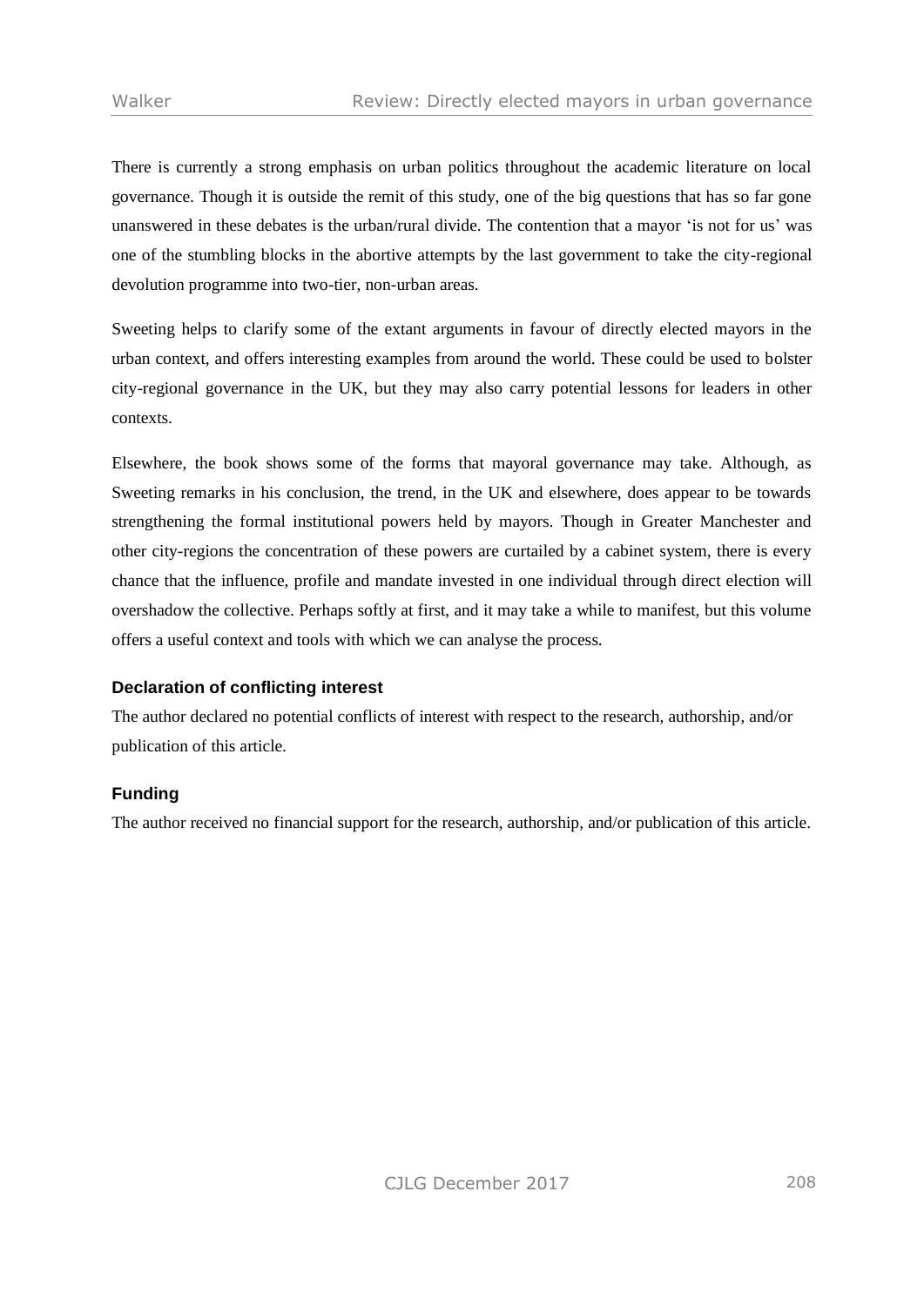There is currently a strong emphasis on urban politics throughout the academic literature on local governance. Though it is outside the remit of this study, one of the big questions that has so far gone unanswered in these debates is the urban/rural divide. The contention that a mayor 'is not for us' was one of the stumbling blocks in the abortive attempts by the last government to take the city-regional devolution programme into two-tier, non-urban areas.

Sweeting helps to clarify some of the extant arguments in favour of directly elected mayors in the urban context, and offers interesting examples from around the world. These could be used to bolster city-regional governance in the UK, but they may also carry potential lessons for leaders in other contexts.

Elsewhere, the book shows some of the forms that mayoral governance may take. Although, as Sweeting remarks in his conclusion, the trend, in the UK and elsewhere, does appear to be towards strengthening the formal institutional powers held by mayors. Though in Greater Manchester and other city-regions the concentration of these powers are curtailed by a cabinet system, there is every chance that the influence, profile and mandate invested in one individual through direct election will overshadow the collective. Perhaps softly at first, and it may take a while to manifest, but this volume offers a useful context and tools with which we can analyse the process.

### Declaration of conflicting interest

The author declared no potential conflicts of interest with respect to the research, authorship, and/or publication of this article.

### Funding

The author received no financial support for the research, authorship, and/or publication of this article.